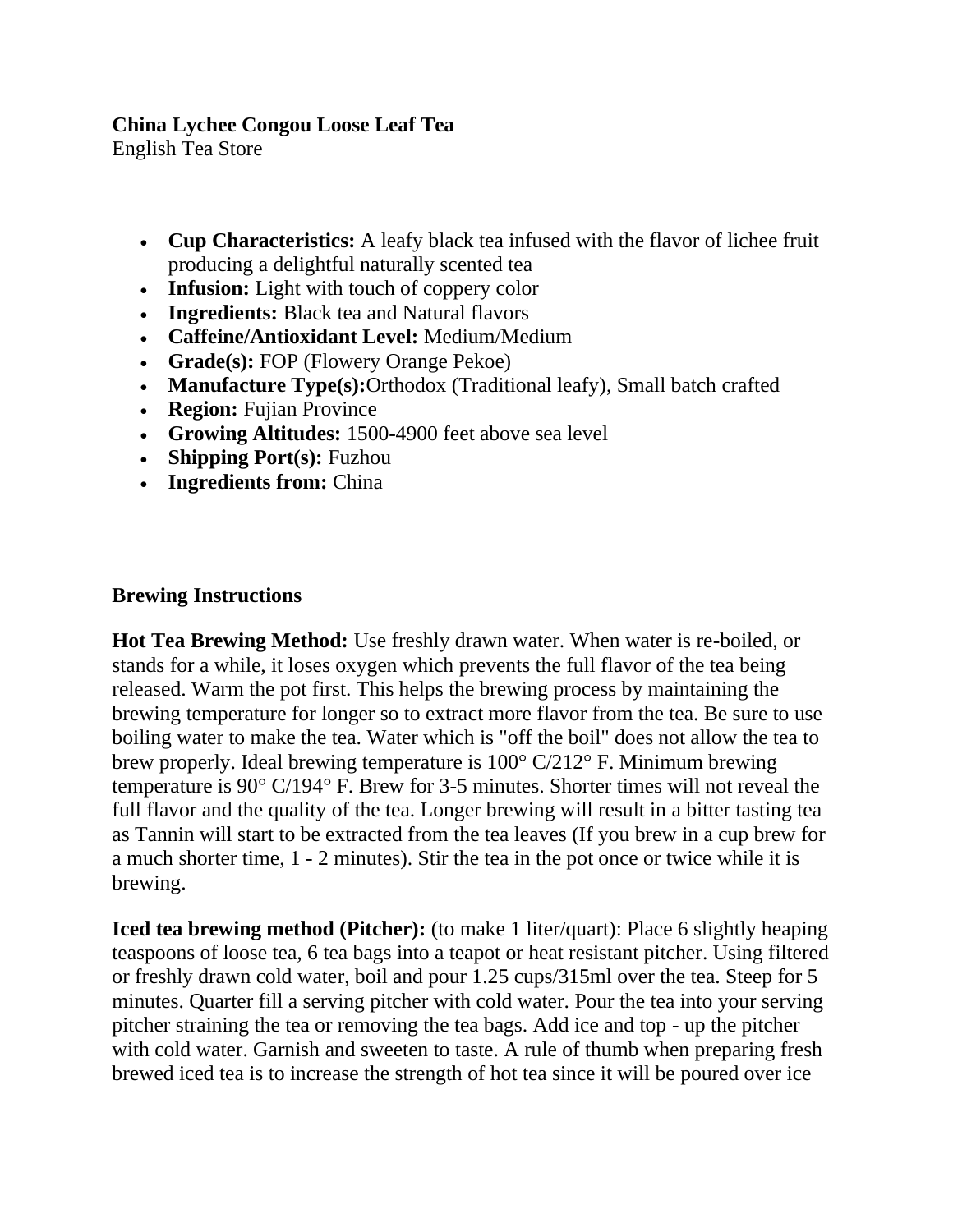**China Lychee Congou Loose Leaf Tea**
English Tea Store

- **Cup Characteristics:** A leafy black tea infused with the flavor of lichee fruit producing a delightful naturally scented tea
- **Infusion:** Light with touch of coppery color
- **Ingredients:** Black tea and Natural flavors
- **Caffeine/Antioxidant Level:** Medium/Medium
- **Grade(s):** FOP (Flowery Orange Pekoe)
- **Manufacture Type(s):**Orthodox (Traditional leafy), Small batch crafted
- **Region:** Fujian Province
- **Growing Altitudes:** 1500-4900 feet above sea level
- **Shipping Port(s):** Fuzhou
- **Ingredients from:** China

**Brewing Instructions**

**Hot Tea Brewing Method:** Use freshly drawn water. When water is re-boiled, or stands for a while, it loses oxygen which prevents the full flavor of the tea being released. Warm the pot first. This helps the brewing process by maintaining the brewing temperature for longer so to extract more flavor from the tea. Be sure to use boiling water to make the tea. Water which is "off the boil" does not allow the tea to brew properly. Ideal brewing temperature is 100° C/212° F. Minimum brewing temperature is 90° C/194° F. Brew for 3-5 minutes. Shorter times will not reveal the full flavor and the quality of the tea. Longer brewing will result in a bitter tasting tea as Tannin will start to be extracted from the tea leaves (If you brew in a cup brew for a much shorter time, 1 - 2 minutes). Stir the tea in the pot once or twice while it is brewing.

**Iced tea brewing method (Pitcher):** (to make 1 liter/quart): Place 6 slightly heaping teaspoons of loose tea, 6 tea bags into a teapot or heat resistant pitcher. Using filtered or freshly drawn cold water, boil and pour 1.25 cups/315ml over the tea. Steep for 5 minutes. Quarter fill a serving pitcher with cold water. Pour the tea into your serving pitcher straining the tea or removing the tea bags. Add ice and top - up the pitcher with cold water. Garnish and sweeten to taste. A rule of thumb when preparing fresh brewed iced tea is to increase the strength of hot tea since it will be poured over ice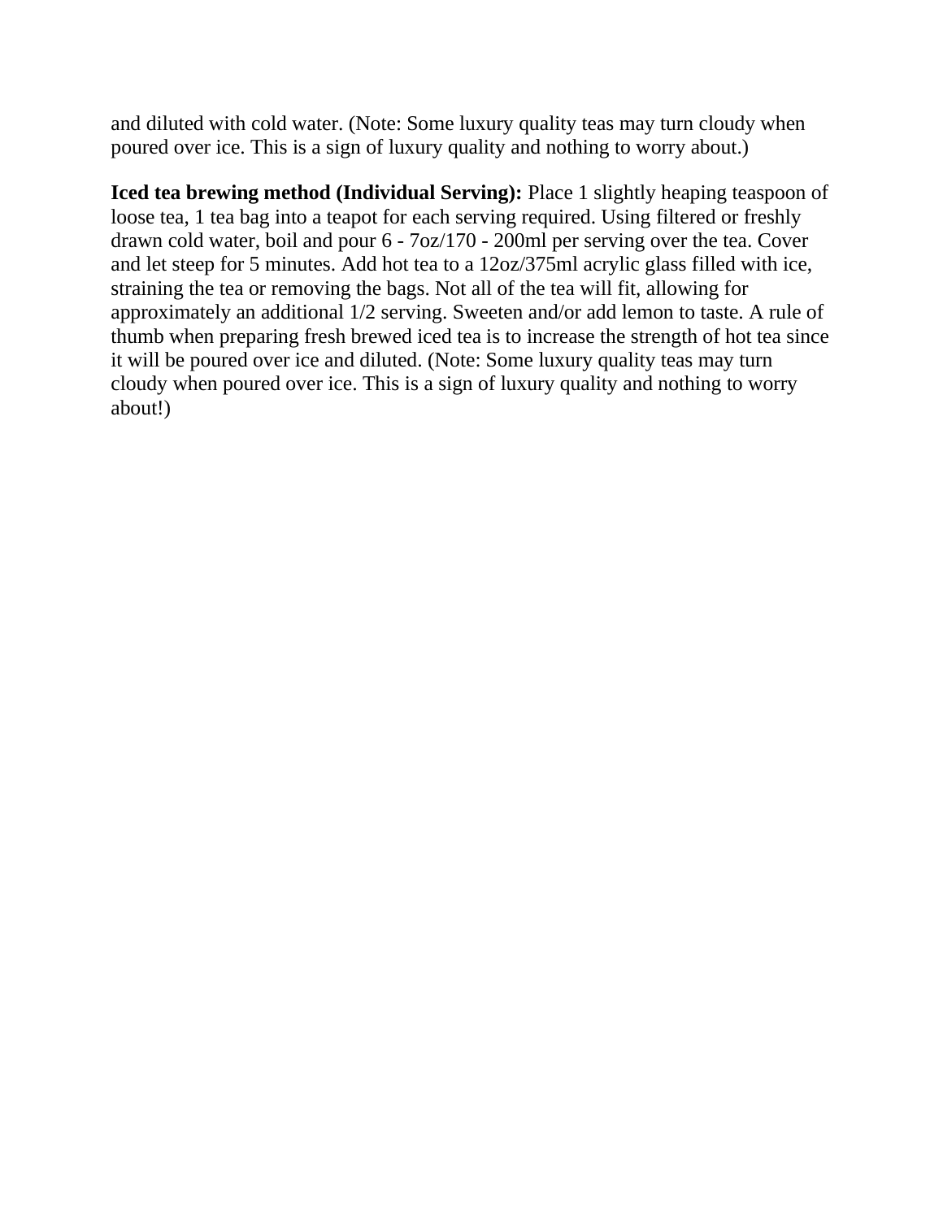and diluted with cold water. (Note: Some luxury quality teas may turn cloudy when poured over ice. This is a sign of luxury quality and nothing to worry about.)

**Iced tea brewing method (Individual Serving):** Place 1 slightly heaping teaspoon of loose tea, 1 tea bag into a teapot for each serving required. Using filtered or freshly drawn cold water, boil and pour 6 - 7oz/170 - 200ml per serving over the tea. Cover and let steep for 5 minutes. Add hot tea to a 12oz/375ml acrylic glass filled with ice, straining the tea or removing the bags. Not all of the tea will fit, allowing for approximately an additional 1/2 serving. Sweeten and/or add lemon to taste. A rule of thumb when preparing fresh brewed iced tea is to increase the strength of hot tea since it will be poured over ice and diluted. (Note: Some luxury quality teas may turn cloudy when poured over ice. This is a sign of luxury quality and nothing to worry about!)